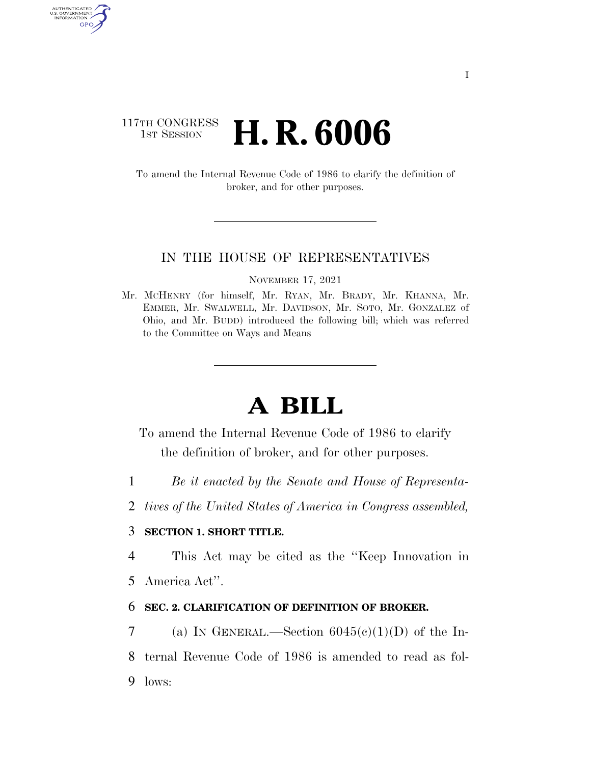117TH CONGRESS
1ST SESSION

# H. R. 6006

To amend the Internal Revenue Code of 1986 to clarify the definition of broker, and for other purposes.

IN THE HOUSE OF REPRESENTATIVES

NOVEMBER 17, 2021

Mr. MCHENRY (for himself, Mr. RYAN, Mr. BRADY, Mr. KHANNA, Mr. EMMER, Mr. SWALWELL, Mr. DAVIDSON, Mr. SOTO, Mr. GONZALEZ of Ohio, and Mr. BUDD) introduced the following bill; which was referred to the Committee on Ways and Means

# A BILL

To amend the Internal Revenue Code of 1986 to clarify the definition of broker, and for other purposes.

1 *Be it enacted by the Senate and House of Representa-*
2 *tives of the United States of America in Congress assembled,*

3 **SECTION 1. SHORT TITLE.**

4 This Act may be cited as the "Keep Innovation in
5 America Act".

6 **SEC. 2. CLARIFICATION OF DEFINITION OF BROKER.**

7 (a) IN GENERAL.—Section 6045(c)(1)(D) of the In-
8 ternal Revenue Code of 1986 is amended to read as fol-
9 lows: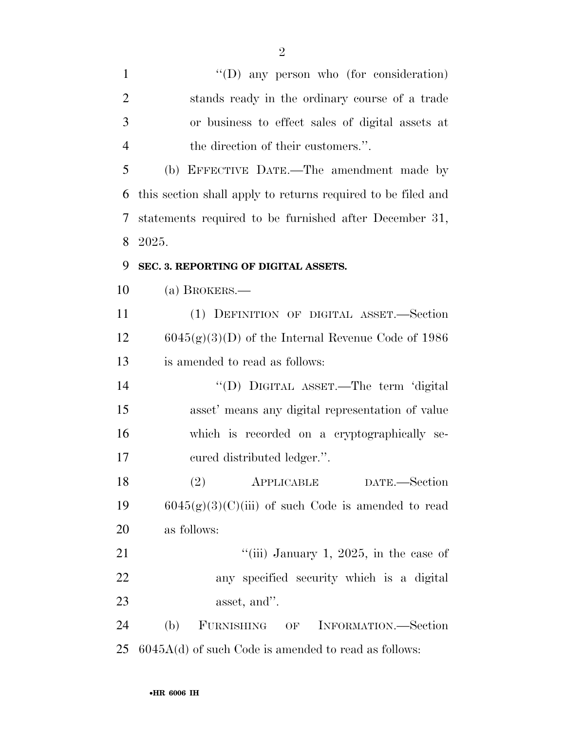"(D) any person who (for consideration) stands ready in the ordinary course of a trade or business to effect sales of digital assets at the direction of their customers.".

(b) EFFECTIVE DATE.—The amendment made by this section shall apply to returns required to be filed and statements required to be furnished after December 31, 2025.

**SEC. 3. REPORTING OF DIGITAL ASSETS.**

(a) BROKERS.—

(1) DEFINITION OF DIGITAL ASSET.—Section 6045(g)(3)(D) of the Internal Revenue Code of 1986 is amended to read as follows:

"(D) DIGITAL ASSET.—The term 'digital asset' means any digital representation of value which is recorded on a cryptographically secured distributed ledger.".

(2) APPLICABLE DATE.—Section 6045(g)(3)(C)(iii) of such Code is amended to read as follows:

"(iii) January 1, 2025, in the case of any specified security which is a digital asset, and".

(b) FURNISHING OF INFORMATION.—Section 6045A(d) of such Code is amended to read as follows: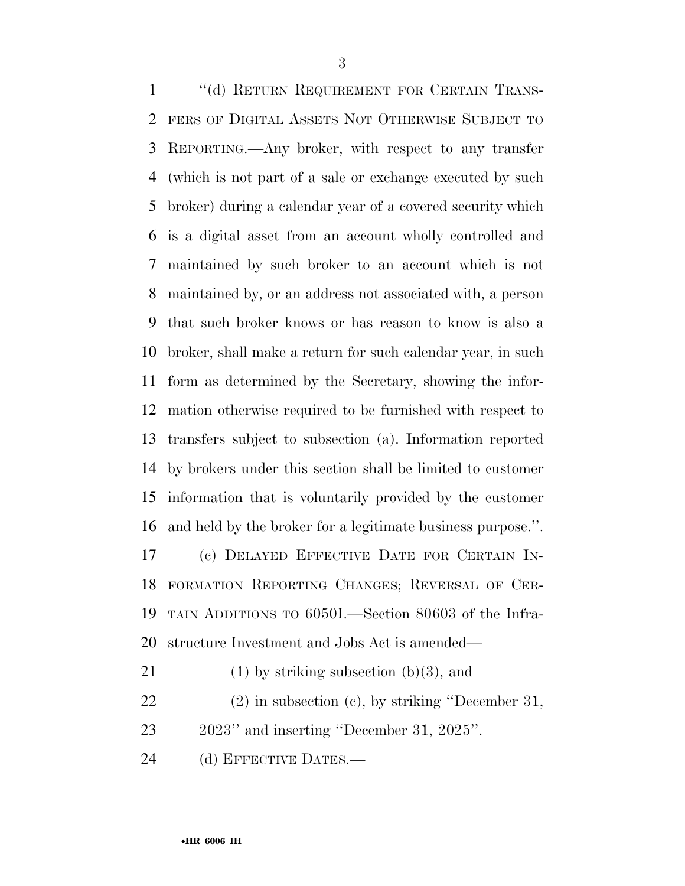"(d) RETURN REQUIREMENT FOR CERTAIN TRANSFERS OF DIGITAL ASSETS NOT OTHERWISE SUBJECT TO REPORTING.—Any broker, with respect to any transfer (which is not part of a sale or exchange executed by such broker) during a calendar year of a covered security which is a digital asset from an account wholly controlled and maintained by such broker to an account which is not maintained by, or an address not associated with, a person that such broker knows or has reason to know is also a broker, shall make a return for such calendar year, in such form as determined by the Secretary, showing the information otherwise required to be furnished with respect to transfers subject to subsection (a). Information reported by brokers under this section shall be limited to customer information that is voluntarily provided by the customer and held by the broker for a legitimate business purpose.".

(c) DELAYED EFFECTIVE DATE FOR CERTAIN INFORMATION REPORTING CHANGES; REVERSAL OF CERTAIN ADDITIONS TO 6050I.—Section 80603 of the Infrastructure Investment and Jobs Act is amended—

(1) by striking subsection (b)(3), and

(2) in subsection (c), by striking "December 31, 2023" and inserting "December 31, 2025".

(d) EFFECTIVE DATES.—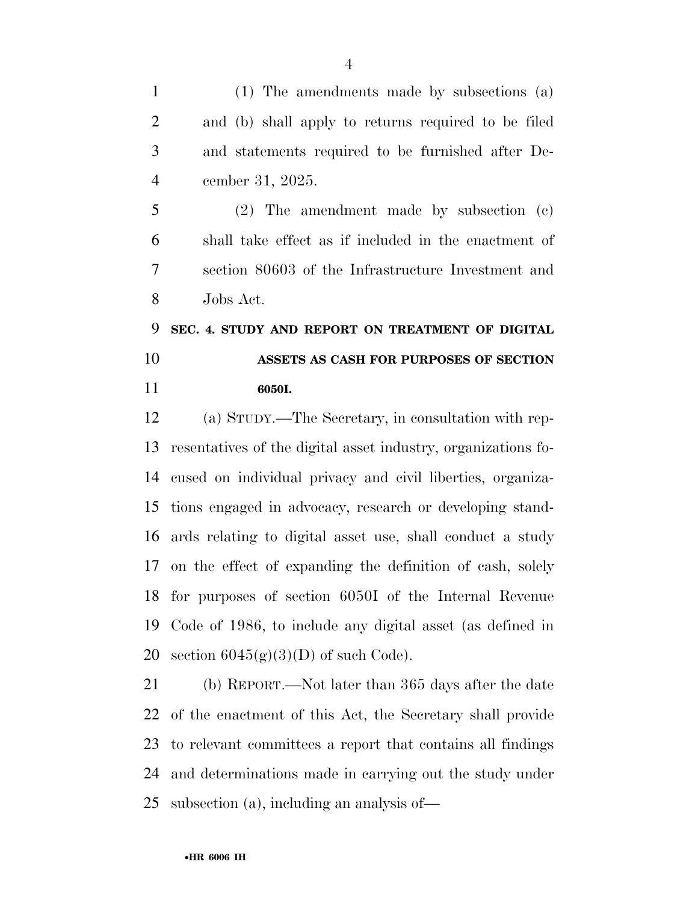(1) The amendments made by subsections (a) and (b) shall apply to returns required to be filed and statements required to be furnished after December 31, 2025.

(2) The amendment made by subsection (c) shall take effect as if included in the enactment of section 80603 of the Infrastructure Investment and Jobs Act.

**SEC. 4. STUDY AND REPORT ON TREATMENT OF DIGITAL ASSETS AS CASH FOR PURPOSES OF SECTION 6050I.**

(a) STUDY.—The Secretary, in consultation with representatives of the digital asset industry, organizations focused on individual privacy and civil liberties, organizations engaged in advocacy, research or developing standards relating to digital asset use, shall conduct a study on the effect of expanding the definition of cash, solely for purposes of section 6050I of the Internal Revenue Code of 1986, to include any digital asset (as defined in section 6045(g)(3)(D) of such Code).

(b) REPORT.—Not later than 365 days after the date of the enactment of this Act, the Secretary shall provide to relevant committees a report that contains all findings and determinations made in carrying out the study under subsection (a), including an analysis of—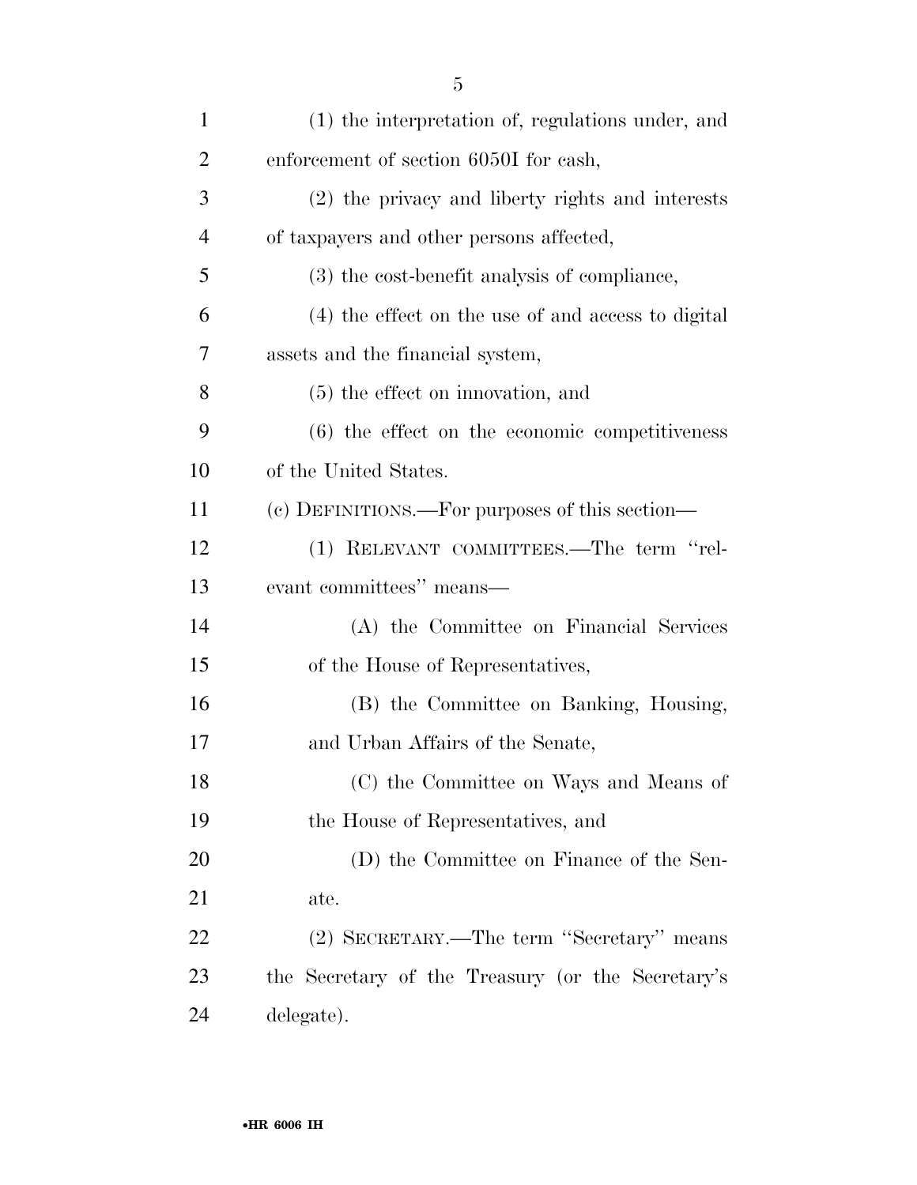(1) the interpretation of, regulations under, and enforcement of section 6050I for cash,

(2) the privacy and liberty rights and interests of taxpayers and other persons affected,

(3) the cost-benefit analysis of compliance,

(4) the effect on the use of and access to digital assets and the financial system,

(5) the effect on innovation, and

(6) the effect on the economic competitiveness of the United States.

(c) DEFINITIONS.—For purposes of this section—

(1) RELEVANT COMMITTEES.—The term ''relevant committees'' means—

(A) the Committee on Financial Services of the House of Representatives,

(B) the Committee on Banking, Housing, and Urban Affairs of the Senate,

(C) the Committee on Ways and Means of the House of Representatives, and

(D) the Committee on Finance of the Senate.

(2) SECRETARY.—The term ''Secretary'' means the Secretary of the Treasury (or the Secretary's delegate).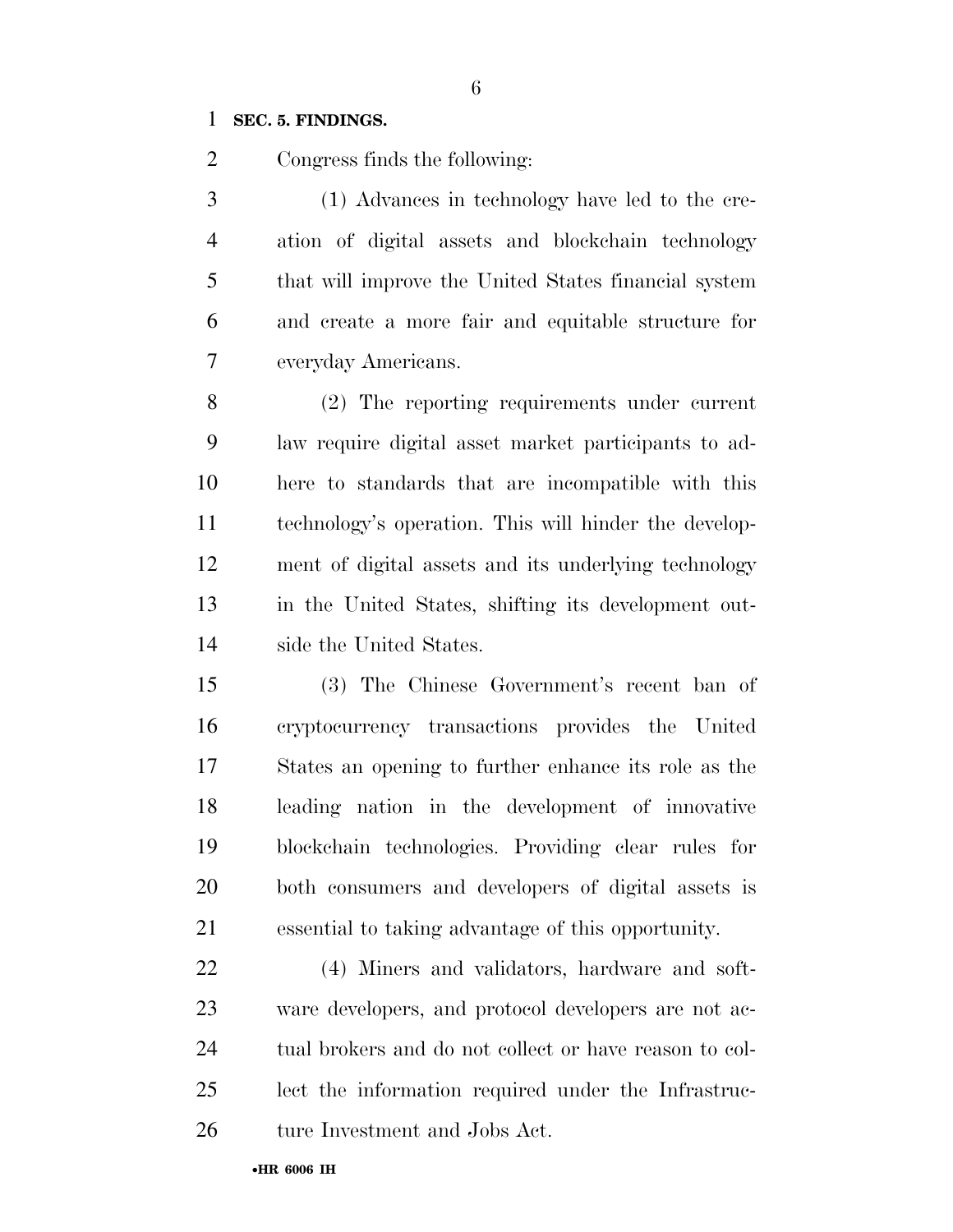**SEC. 5. FINDINGS.**

Congress finds the following:

(1) Advances in technology have led to the creation of digital assets and blockchain technology that will improve the United States financial system and create a more fair and equitable structure for everyday Americans.

(2) The reporting requirements under current law require digital asset market participants to adhere to standards that are incompatible with this technology's operation. This will hinder the development of digital assets and its underlying technology in the United States, shifting its development outside the United States.

(3) The Chinese Government's recent ban of cryptocurrency transactions provides the United States an opening to further enhance its role as the leading nation in the development of innovative blockchain technologies. Providing clear rules for both consumers and developers of digital assets is essential to taking advantage of this opportunity.

(4) Miners and validators, hardware and software developers, and protocol developers are not actual brokers and do not collect or have reason to collect the information required under the Infrastructure Investment and Jobs Act.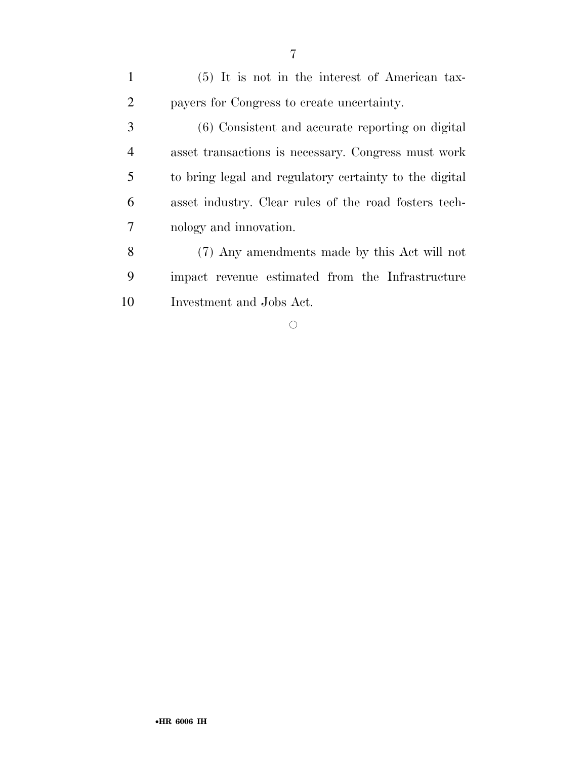(5) It is not in the interest of American taxpayers for Congress to create uncertainty.

(6) Consistent and accurate reporting on digital asset transactions is necessary. Congress must work to bring legal and regulatory certainty to the digital asset industry. Clear rules of the road fosters technology and innovation.

(7) Any amendments made by this Act will not impact revenue estimated from the Infrastructure Investment and Jobs Act.

○